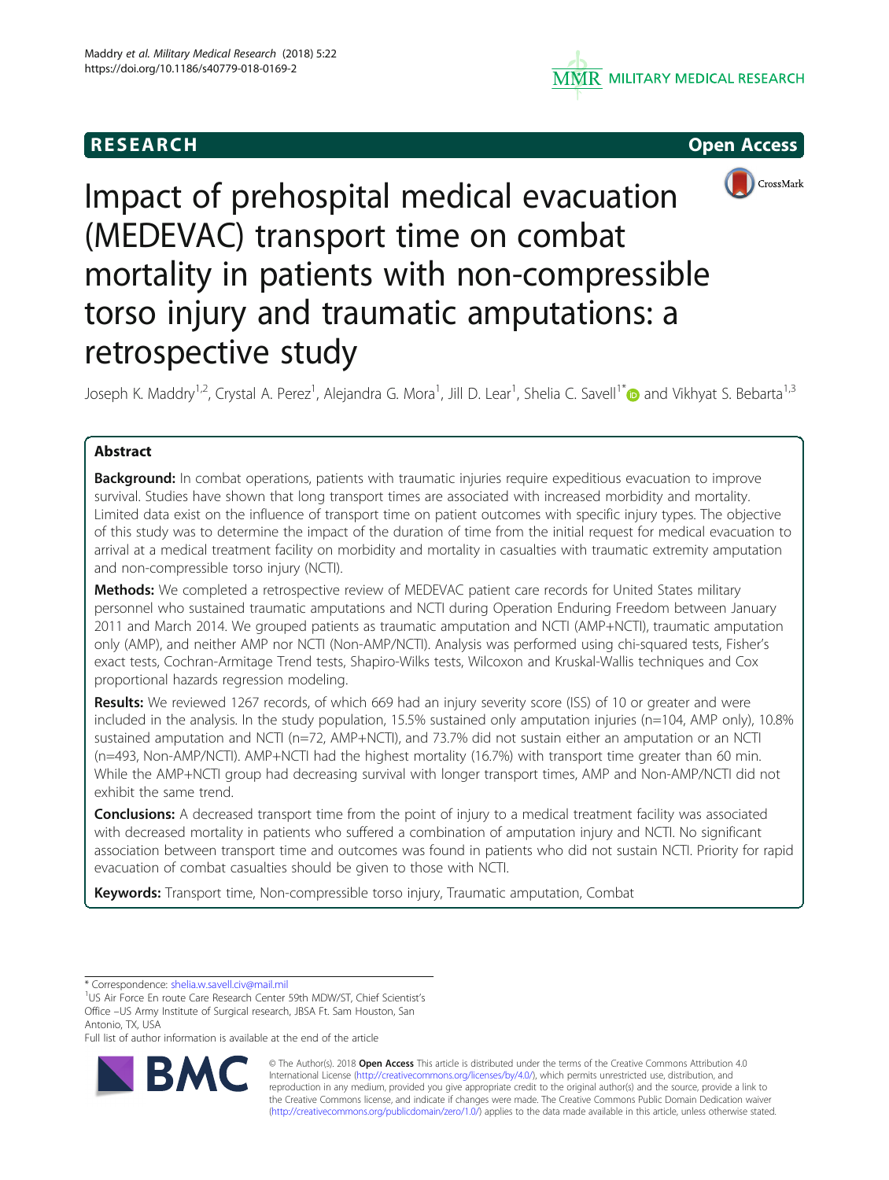RESEARCH

Open Access

# Impact of prehospital medical evacuation (MEDEVAC) transport time on combat mortality in patients with non-compressible torso injury and traumatic amputations: a retrospective study

Joseph K. Maddry[1,2], Crystal A. Perez[1], Alejandra G. Mora[1], Jill D. Lear[1], Shelia C. Savell[1*] and Vikhyat S. Bebarta[1,3]

## Abstract

**Background:** In combat operations, patients with traumatic injuries require expeditious evacuation to improve survival. Studies have shown that long transport times are associated with increased morbidity and mortality. Limited data exist on the influence of transport time on patient outcomes with specific injury types. The objective of this study was to determine the impact of the duration of time from the initial request for medical evacuation to arrival at a medical treatment facility on morbidity and mortality in casualties with traumatic extremity amputation and non-compressible torso injury (NCTI).

**Methods:** We completed a retrospective review of MEDEVAC patient care records for United States military personnel who sustained traumatic amputations and NCTI during Operation Enduring Freedom between January 2011 and March 2014. We grouped patients as traumatic amputation and NCTI (AMP+NCTI), traumatic amputation only (AMP), and neither AMP nor NCTI (Non-AMP/NCTI). Analysis was performed using chi-squared tests, Fisher's exact tests, Cochran-Armitage Trend tests, Shapiro-Wilks tests, Wilcoxon and Kruskal-Wallis techniques and Cox proportional hazards regression modeling.

**Results:** We reviewed 1267 records, of which 669 had an injury severity score (ISS) of 10 or greater and were included in the analysis. In the study population, 15.5% sustained only amputation injuries (n=104, AMP only), 10.8% sustained amputation and NCTI (n=72, AMP+NCTI), and 73.7% did not sustain either an amputation or an NCTI (n=493, Non-AMP/NCTI). AMP+NCTI had the highest mortality (16.7%) with transport time greater than 60 min. While the AMP+NCTI group had decreasing survival with longer transport times, AMP and Non-AMP/NCTI did not exhibit the same trend.

**Conclusions:** A decreased transport time from the point of injury to a medical treatment facility was associated with decreased mortality in patients who suffered a combination of amputation injury and NCTI. No significant association between transport time and outcomes was found in patients who did not sustain NCTI. Priority for rapid evacuation of combat casualties should be given to those with NCTI.

**Keywords:** Transport time, Non-compressible torso injury, Traumatic amputation, Combat

---

\* Correspondence: shelia.w.savell.civ@mail.mil

[1]US Air Force En route Care Research Center 59th MDW/ST, Chief Scientist's Office –US Army Institute of Surgical research, JBSA Ft. Sam Houston, San Antonio, TX, USA

Full list of author information is available at the end of the article

© The Author(s). 2018 **Open Access** This article is distributed under the terms of the Creative Commons Attribution 4.0 International License (http://creativecommons.org/licenses/by/4.0/), which permits unrestricted use, distribution, and reproduction in any medium, provided you give appropriate credit to the original author(s) and the source, provide a link to the Creative Commons license, and indicate if changes were made. The Creative Commons Public Domain Dedication waiver (http://creativecommons.org/publicdomain/zero/1.0/) applies to the data made available in this article, unless otherwise stated.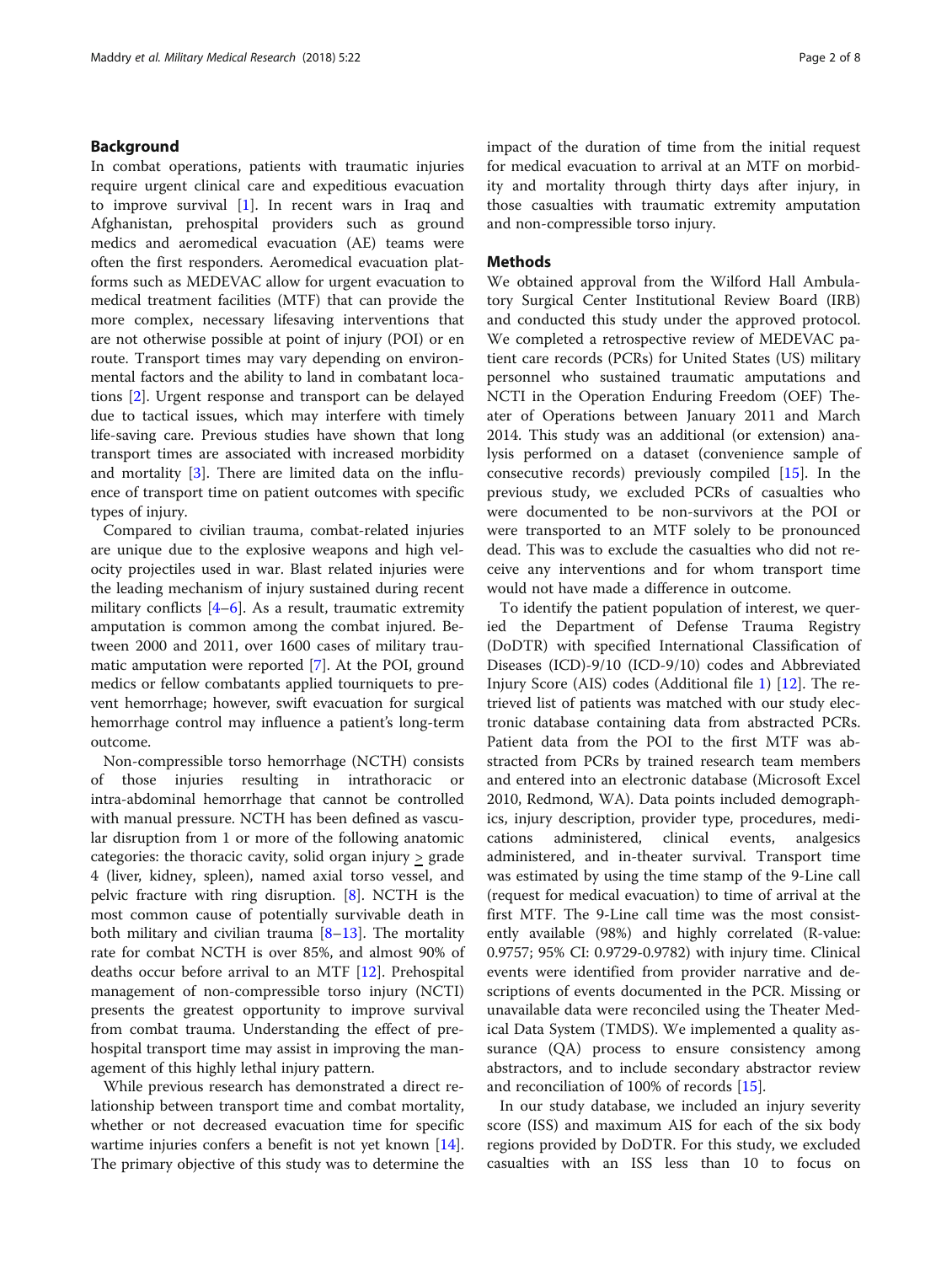## Background

In combat operations, patients with traumatic injuries require urgent clinical care and expeditious evacuation to improve survival [1]. In recent wars in Iraq and Afghanistan, prehospital providers such as ground medics and aeromedical evacuation (AE) teams were often the first responders. Aeromedical evacuation platforms such as MEDEVAC allow for urgent evacuation to medical treatment facilities (MTF) that can provide the more complex, necessary lifesaving interventions that are not otherwise possible at point of injury (POI) or en route. Transport times may vary depending on environmental factors and the ability to land in combatant locations [2]. Urgent response and transport can be delayed due to tactical issues, which may interfere with timely life-saving care. Previous studies have shown that long transport times are associated with increased morbidity and mortality [3]. There are limited data on the influence of transport time on patient outcomes with specific types of injury.

Compared to civilian trauma, combat-related injuries are unique due to the explosive weapons and high velocity projectiles used in war. Blast related injuries were the leading mechanism of injury sustained during recent military conflicts [4–6]. As a result, traumatic extremity amputation is common among the combat injured. Between 2000 and 2011, over 1600 cases of military traumatic amputation were reported [7]. At the POI, ground medics or fellow combatants applied tourniquets to prevent hemorrhage; however, swift evacuation for surgical hemorrhage control may influence a patient's long-term outcome.

Non-compressible torso hemorrhage (NCTH) consists of those injuries resulting in intrathoracic or intra-abdominal hemorrhage that cannot be controlled with manual pressure. NCTH has been defined as vascular disruption from 1 or more of the following anatomic categories: the thoracic cavity, solid organ injury ≥ grade 4 (liver, kidney, spleen), named axial torso vessel, and pelvic fracture with ring disruption. [8]. NCTH is the most common cause of potentially survivable death in both military and civilian trauma [8–13]. The mortality rate for combat NCTH is over 85%, and almost 90% of deaths occur before arrival to an MTF [12]. Prehospital management of non-compressible torso injury (NCTI) presents the greatest opportunity to improve survival from combat trauma. Understanding the effect of prehospital transport time may assist in improving the management of this highly lethal injury pattern.

While previous research has demonstrated a direct relationship between transport time and combat mortality, whether or not decreased evacuation time for specific wartime injuries confers a benefit is not yet known [14]. The primary objective of this study was to determine the impact of the duration of time from the initial request for medical evacuation to arrival at an MTF on morbidity and mortality through thirty days after injury, in those casualties with traumatic extremity amputation and non-compressible torso injury.

## Methods

We obtained approval from the Wilford Hall Ambulatory Surgical Center Institutional Review Board (IRB) and conducted this study under the approved protocol. We completed a retrospective review of MEDEVAC patient care records (PCRs) for United States (US) military personnel who sustained traumatic amputations and NCTI in the Operation Enduring Freedom (OEF) Theater of Operations between January 2011 and March 2014. This study was an additional (or extension) analysis performed on a dataset (convenience sample of consecutive records) previously compiled [15]. In the previous study, we excluded PCRs of casualties who were documented to be non-survivors at the POI or were transported to an MTF solely to be pronounced dead. This was to exclude the casualties who did not receive any interventions and for whom transport time would not have made a difference in outcome.

To identify the patient population of interest, we queried the Department of Defense Trauma Registry (DoDTR) with specified International Classification of Diseases (ICD)-9/10 (ICD-9/10) codes and Abbreviated Injury Score (AIS) codes (Additional file 1) [12]. The retrieved list of patients was matched with our study electronic database containing data from abstracted PCRs. Patient data from the POI to the first MTF was abstracted from PCRs by trained research team members and entered into an electronic database (Microsoft Excel 2010, Redmond, WA). Data points included demographics, injury description, provider type, procedures, medications administered, clinical events, analgesics administered, and in-theater survival. Transport time was estimated by using the time stamp of the 9-Line call (request for medical evacuation) to time of arrival at the first MTF. The 9-Line call time was the most consistently available (98%) and highly correlated (R-value: 0.9757; 95% CI: 0.9729-0.9782) with injury time. Clinical events were identified from provider narrative and descriptions of events documented in the PCR. Missing or unavailable data were reconciled using the Theater Medical Data System (TMDS). We implemented a quality assurance (QA) process to ensure consistency among abstractors, and to include secondary abstractor review and reconciliation of 100% of records [15].

In our study database, we included an injury severity score (ISS) and maximum AIS for each of the six body regions provided by DoDTR. For this study, we excluded casualties with an ISS less than 10 to focus on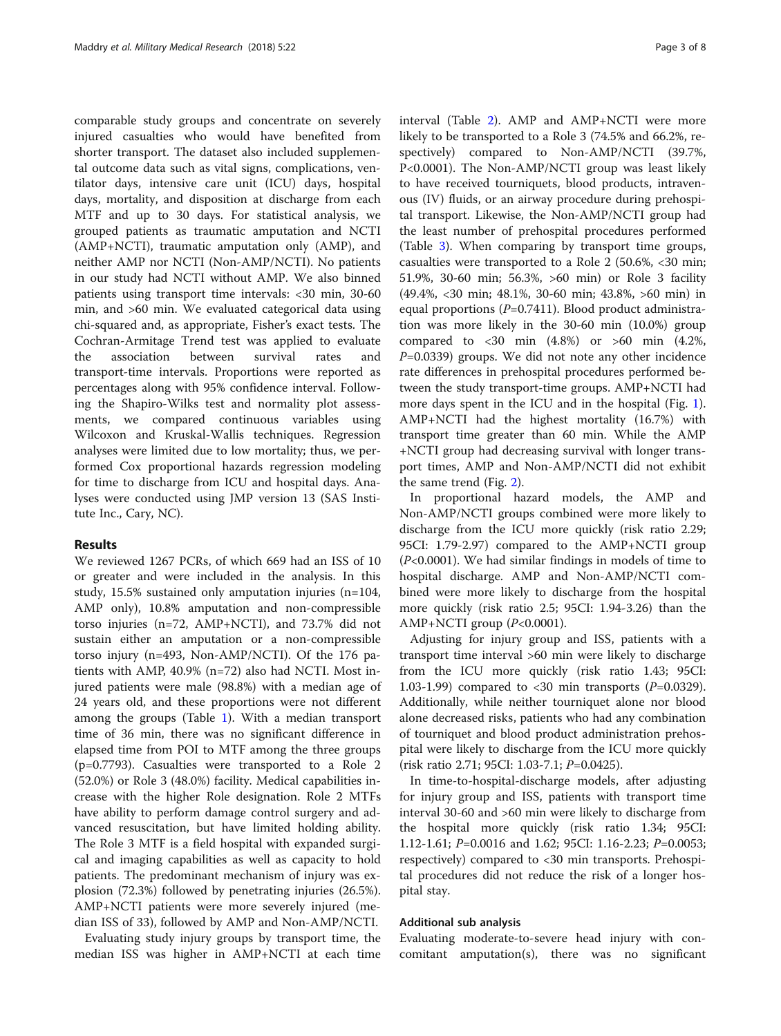comparable study groups and concentrate on severely injured casualties who would have benefited from shorter transport. The dataset also included supplemental outcome data such as vital signs, complications, ventilator days, intensive care unit (ICU) days, hospital days, mortality, and disposition at discharge from each MTF and up to 30 days. For statistical analysis, we grouped patients as traumatic amputation and NCTI (AMP+NCTI), traumatic amputation only (AMP), and neither AMP nor NCTI (Non-AMP/NCTI). No patients in our study had NCTI without AMP. We also binned patients using transport time intervals: <30 min, 30-60 min, and >60 min. We evaluated categorical data using chi-squared and, as appropriate, Fisher's exact tests. The Cochran-Armitage Trend test was applied to evaluate the association between survival rates and transport-time intervals. Proportions were reported as percentages along with 95% confidence interval. Following the Shapiro-Wilks test and normality plot assessments, we compared continuous variables using Wilcoxon and Kruskal-Wallis techniques. Regression analyses were limited due to low mortality; thus, we performed Cox proportional hazards regression modeling for time to discharge from ICU and hospital days. Analyses were conducted using JMP version 13 (SAS Institute Inc., Cary, NC).

## Results

We reviewed 1267 PCRs, of which 669 had an ISS of 10 or greater and were included in the analysis. In this study, 15.5% sustained only amputation injuries (n=104, AMP only), 10.8% amputation and non-compressible torso injuries (n=72, AMP+NCTI), and 73.7% did not sustain either an amputation or a non-compressible torso injury (n=493, Non-AMP/NCTI). Of the 176 patients with AMP, 40.9% (n=72) also had NCTI. Most injured patients were male (98.8%) with a median age of 24 years old, and these proportions were not different among the groups (Table 1). With a median transport time of 36 min, there was no significant difference in elapsed time from POI to MTF among the three groups (p=0.7793). Casualties were transported to a Role 2 (52.0%) or Role 3 (48.0%) facility. Medical capabilities increase with the higher Role designation. Role 2 MTFs have ability to perform damage control surgery and advanced resuscitation, but have limited holding ability. The Role 3 MTF is a field hospital with expanded surgical and imaging capabilities as well as capacity to hold patients. The predominant mechanism of injury was explosion (72.3%) followed by penetrating injuries (26.5%). AMP+NCTI patients were more severely injured (median ISS of 33), followed by AMP and Non-AMP/NCTI.

Evaluating study injury groups by transport time, the median ISS was higher in AMP+NCTI at each time interval (Table 2). AMP and AMP+NCTI were more likely to be transported to a Role 3 (74.5% and 66.2%, respectively) compared to Non-AMP/NCTI (39.7%, P<0.0001). The Non-AMP/NCTI group was least likely to have received tourniquets, blood products, intravenous (IV) fluids, or an airway procedure during prehospital transport. Likewise, the Non-AMP/NCTI group had the least number of prehospital procedures performed (Table 3). When comparing by transport time groups, casualties were transported to a Role 2 (50.6%, <30 min; 51.9%, 30-60 min; 56.3%, >60 min) or Role 3 facility (49.4%, <30 min; 48.1%, 30-60 min; 43.8%, >60 min) in equal proportions (*P*=0.7411). Blood product administration was more likely in the 30-60 min (10.0%) group compared to <30 min (4.8%) or >60 min (4.2%, *P*=0.0339) groups. We did not note any other incidence rate differences in prehospital procedures performed between the study transport-time groups. AMP+NCTI had more days spent in the ICU and in the hospital (Fig. 1). AMP+NCTI had the highest mortality (16.7%) with transport time greater than 60 min. While the AMP+NCTI group had decreasing survival with longer transport times, AMP and Non-AMP/NCTI did not exhibit the same trend (Fig. 2).

In proportional hazard models, the AMP and Non-AMP/NCTI groups combined were more likely to discharge from the ICU more quickly (risk ratio 2.29; 95CI: 1.79-2.97) compared to the AMP+NCTI group (*P*<0.0001). We had similar findings in models of time to hospital discharge. AMP and Non-AMP/NCTI combined were more likely to discharge from the hospital more quickly (risk ratio 2.5; 95CI: 1.94-3.26) than the AMP+NCTI group (*P*<0.0001).

Adjusting for injury group and ISS, patients with a transport time interval >60 min were likely to discharge from the ICU more quickly (risk ratio 1.43; 95CI: 1.03-1.99) compared to <30 min transports (*P*=0.0329). Additionally, while neither tourniquet alone nor blood alone decreased risks, patients who had any combination of tourniquet and blood product administration prehospital were likely to discharge from the ICU more quickly (risk ratio 2.71; 95CI: 1.03-7.1; *P*=0.0425).

In time-to-hospital-discharge models, after adjusting for injury group and ISS, patients with transport time interval 30-60 and >60 min were likely to discharge from the hospital more quickly (risk ratio 1.34; 95CI: 1.12-1.61; *P*=0.0016 and 1.62; 95CI: 1.16-2.23; *P*=0.0053; respectively) compared to <30 min transports. Prehospital procedures did not reduce the risk of a longer hospital stay.

### Additional sub analysis

Evaluating moderate-to-severe head injury with concomitant amputation(s), there was no significant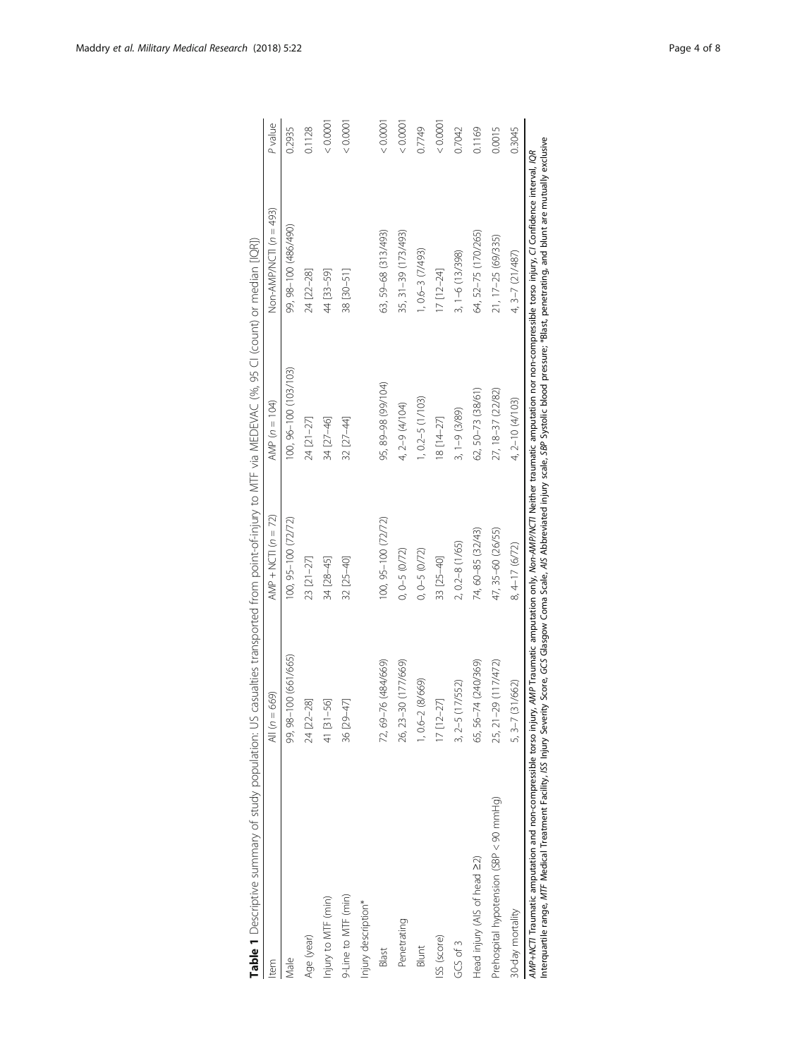**Table 1** Descriptive summary of study population: US casualties transported from point-of-injury to MTF via MEDEVAC (%, 95 CI (count) or median [IQR])

| Item | All (*n* = 669) | AMP + NCTI (*n* = 72) | AMP (*n* = 104) | Non-AMP/NCTI (*n* = 493) | *P* value |
|---|---|---|---|---|---|
| Male | 99, 98–100 (661/665) | 100, 95–100 (72/72) | 100, 96–100 (103/103) | 99, 98–100 (486/490) | 0.2935 |
| Age (year) | 24 [22–28] | 23 [21–27] | 24 [21–27] | 24 [22–28] | 0.1128 |
| Injury to MTF (min) | 41 [31–56] | 34 [28–45] | 34 [27–46] | 44 [33–59] | < 0.0001 |
| 9-Line to MTF (min) | 36 [29–47] | 32 [25–40] | 32 [27–44] | 38 [30–51] | < 0.0001 |
| Injury description* | | | | | |
| Blast | 72, 69–76 (484/669) | 100, 95–100 (72/72) | 95, 89–98 (99/104) | 63, 59–68 (313/493) | < 0.0001 |
| Penetrating | 26, 23–30 (177/669) | 0, 0–5 (0/72) | 4, 2–9 (4/104) | 35, 31–39 (173/493) | < 0.0001 |
| Blunt | 1, 0.6–2 (8/669) | 0, 0–5 (0/72) | 1, 0.2–5 (1/103) | 1, 0.6–3 (7/493) | 0.7749 |
| ISS (score) | 17 [12–27] | 33 [25–40] | 18 [14–27] | 17 [12–24] | < 0.0001 |
| GCS of 3 | 3, 2–5 (17/552) | 2, 0.2–8 (1/65) | 3, 1–9 (3/89) | 3, 1–6 (13/398) | 0.7042 |
| Head injury (AIS of head ≥2) | 65, 56–74 (240/369) | 74, 60–85 (32/43) | 62, 50–73 (38/61) | 64, 52–75 (170/265) | 0.1169 |
| Prehospital hypotension (SBP < 90 mmHg) | 25, 21–29 (117/472) | 47, 35–60 (26/55) | 27, 18–37 (22/82) | 21, 17–25 (69/335) | 0.0015 |
| 30-day mortality | 5, 3–7 (31/662) | 8, 4–17 (6/72) | 4, 2–10 (4/103) | 4, 3–7 (21/487) | 0.3045 |

*AMP+NCTI* Traumatic amputation and non-compressible torso injury, *AMP* Traumatic amputation only, *Non-AMP/NCTI* Neither traumatic amputation nor non-compressible torso injury, *CI* Confidence interval, *IQR* Interquartile range, *MTF* Medical Treatment Facility, *ISS* Injury Severity Score, *GCS* Glasgow Coma Scale, *AIS* Abbreviated injury scale, *SBP* Systolic blood pressure; *Blast, penetrating, and blunt are mutually exclusive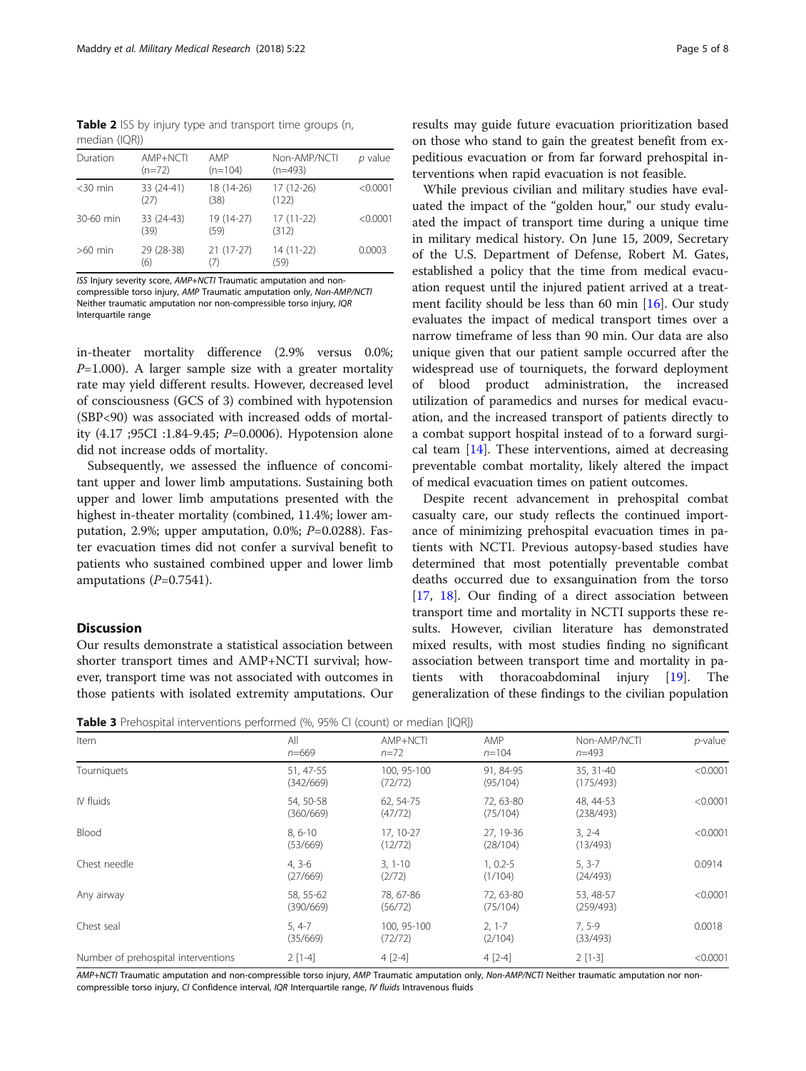**Table 2** ISS by injury type and transport time groups (n, median (IQR))

| Duration | AMP+NCTI (n=72) | AMP (n=104) | Non-AMP/NCTI (n=493) | p value |
|---|---|---|---|---|
| <30 min | 33 (24-41) (27) | 18 (14-26) (38) | 17 (12-26) (122) | <0.0001 |
| 30-60 min | 33 (24-43) (39) | 19 (14-27) (59) | 17 (11-22) (312) | <0.0001 |
| >60 min | 29 (28-38) (6) | 21 (17-27) (7) | 14 (11-22) (59) | 0.0003 |

*ISS* Injury severity score, *AMP+NCTI* Traumatic amputation and non-compressible torso injury, *AMP* Traumatic amputation only, *Non-AMP/NCTI* Neither traumatic amputation nor non-compressible torso injury, *IQR* Interquartile range

in-theater mortality difference (2.9% versus 0.0%; $P$=1.000). A larger sample size with a greater mortality rate may yield different results. However, decreased level of consciousness (GCS of 3) combined with hypotension (SBP<90) was associated with increased odds of mortality (4.17 ;95CI :1.84-9.45; $P$=0.0006). Hypotension alone did not increase odds of mortality.

Subsequently, we assessed the influence of concomitant upper and lower limb amputations. Sustaining both upper and lower limb amputations presented with the highest in-theater mortality (combined, 11.4%; lower amputation, 2.9%; upper amputation, 0.0%; $P$=0.0288). Faster evacuation times did not confer a survival benefit to patients who sustained combined upper and lower limb amputations ($P$=0.7541).

## Discussion

Our results demonstrate a statistical association between shorter transport times and AMP+NCTI survival; however, transport time was not associated with outcomes in those patients with isolated extremity amputations. Our results may guide future evacuation prioritization based on those who stand to gain the greatest benefit from expeditious evacuation or from far forward prehospital interventions when rapid evacuation is not feasible.

While previous civilian and military studies have evaluated the impact of the "golden hour," our study evaluated the impact of transport time during a unique time in military medical history. On June 15, 2009, Secretary of the U.S. Department of Defense, Robert M. Gates, established a policy that the time from medical evacuation request until the injured patient arrived at a treatment facility should be less than 60 min [16]. Our study evaluates the impact of medical transport times over a narrow timeframe of less than 90 min. Our data are also unique given that our patient sample occurred after the widespread use of tourniquets, the forward deployment of blood product administration, the increased utilization of paramedics and nurses for medical evacuation, and the increased transport of patients directly to a combat support hospital instead of to a forward surgical team [14]. These interventions, aimed at decreasing preventable combat mortality, likely altered the impact of medical evacuation times on patient outcomes.

Despite recent advancement in prehospital combat casualty care, our study reflects the continued importance of minimizing prehospital evacuation times in patients with NCTI. Previous autopsy-based studies have determined that most potentially preventable combat deaths occurred due to exsanguination from the torso [17, 18]. Our finding of a direct association between transport time and mortality in NCTI supports these results. However, civilian literature has demonstrated mixed results, with most studies finding no significant association between transport time and mortality in patients with thoracoabdominal injury [19]. The generalization of these findings to the civilian population

**Table 3** Prehospital interventions performed (%, 95% CI (count) or median [IQR])

| Item | All n=669 | AMP+NCTI n=72 | AMP n=104 | Non-AMP/NCTI n=493 | p-value |
|---|---|---|---|---|---|
| Tourniquets | 51, 47-55 (342/669) | 100, 95-100 (72/72) | 91, 84-95 (95/104) | 35, 31-40 (175/493) | <0.0001 |
| IV fluids | 54, 50-58 (360/669) | 62, 54-75 (47/72) | 72, 63-80 (75/104) | 48, 44-53 (238/493) | <0.0001 |
| Blood | 8, 6-10 (53/669) | 17, 10-27 (12/72) | 27, 19-36 (28/104) | 3, 2-4 (13/493) | <0.0001 |
| Chest needle | 4, 3-6 (27/669) | 3, 1-10 (2/72) | 1, 0.2-5 (1/104) | 5, 3-7 (24/493) | 0.0914 |
| Any airway | 58, 55-62 (390/669) | 78, 67-86 (56/72) | 72, 63-80 (75/104) | 53, 48-57 (259/493) | <0.0001 |
| Chest seal | 5, 4-7 (35/669) | 100, 95-100 (72/72) | 2, 1-7 (2/104) | 7, 5-9 (33/493) | 0.0018 |
| Number of prehospital interventions | 2 [1-4] | 4 [2-4] | 4 [2-4] | 2 [1-3] | <0.0001 |

*AMP+NCTI* Traumatic amputation and non-compressible torso injury, *AMP* Traumatic amputation only, *Non-AMP/NCTI* Neither traumatic amputation nor non-compressible torso injury, *CI* Confidence interval, *IQR* Interquartile range, *IV fluids* Intravenous fluids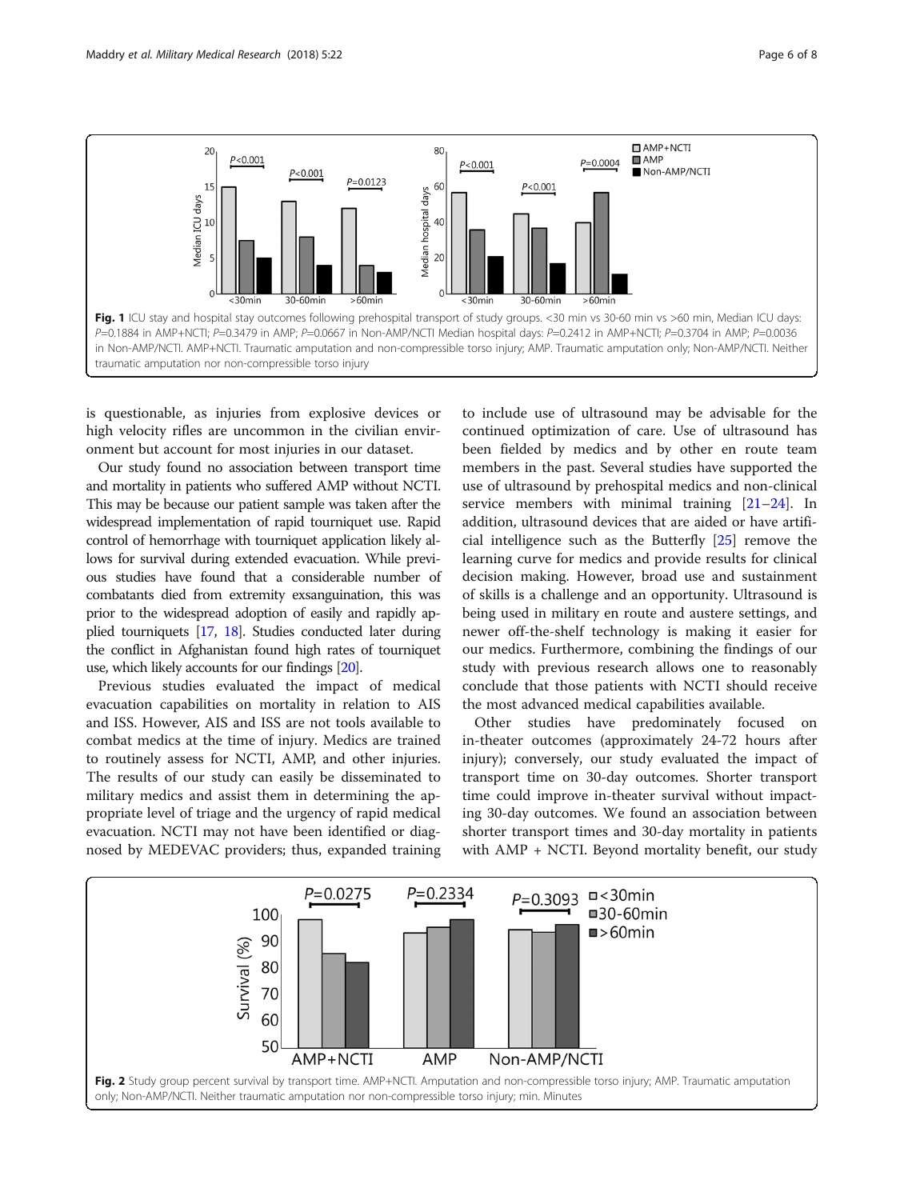**Fig. 1** ICU stay and hospital stay outcomes following prehospital transport of study groups. <30 min vs 30-60 min vs >60 min, Median ICU days: $P$=0.1884 in AMP+NCTI; $P$=0.3479 in AMP; $P$=0.0667 in Non-AMP/NCTI Median hospital days: $P$=0.2412 in AMP+NCTI; $P$=0.3704 in AMP; $P$=0.0036 in Non-AMP/NCTI. AMP+NCTI. Traumatic amputation and non-compressible torso injury; AMP. Traumatic amputation only; Non-AMP/NCTI. Neither traumatic amputation nor non-compressible torso injury

is questionable, as injuries from explosive devices or high velocity rifles are uncommon in the civilian environment but account for most injuries in our dataset.

Our study found no association between transport time and mortality in patients who suffered AMP without NCTI. This may be because our patient sample was taken after the widespread implementation of rapid tourniquet use. Rapid control of hemorrhage with tourniquet application likely allows for survival during extended evacuation. While previous studies have found that a considerable number of combatants died from extremity exsanguination, this was prior to the widespread adoption of easily and rapidly applied tourniquets [17, 18]. Studies conducted later during the conflict in Afghanistan found high rates of tourniquet use, which likely accounts for our findings [20].

Previous studies evaluated the impact of medical evacuation capabilities on mortality in relation to AIS and ISS. However, AIS and ISS are not tools available to combat medics at the time of injury. Medics are trained to routinely assess for NCTI, AMP, and other injuries. The results of our study can easily be disseminated to military medics and assist them in determining the appropriate level of triage and the urgency of rapid medical evacuation. NCTI may not have been identified or diagnosed by MEDEVAC providers; thus, expanded training to include use of ultrasound may be advisable for the continued optimization of care. Use of ultrasound has been fielded by medics and by other en route team members in the past. Several studies have supported the use of ultrasound by prehospital medics and non-clinical service members with minimal training [21–24]. In addition, ultrasound devices that are aided or have artificial intelligence such as the Butterfly [25] remove the learning curve for medics and provide results for clinical decision making. However, broad use and sustainment of skills is a challenge and an opportunity. Ultrasound is being used in military en route and austere settings, and newer off-the-shelf technology is making it easier for our medics. Furthermore, combining the findings of our study with previous research allows one to reasonably conclude that those patients with NCTI should receive the most advanced medical capabilities available.

Other studies have predominately focused on in-theater outcomes (approximately 24-72 hours after injury); conversely, our study evaluated the impact of transport time on 30-day outcomes. Shorter transport time could improve in-theater survival without impacting 30-day outcomes. We found an association between shorter transport times and 30-day mortality in patients with AMP + NCTI. Beyond mortality benefit, our study

**Fig. 2** Study group percent survival by transport time. AMP+NCTI. Amputation and non-compressible torso injury; AMP. Traumatic amputation only; Non-AMP/NCTI. Neither traumatic amputation nor non-compressible torso injury; min. Minutes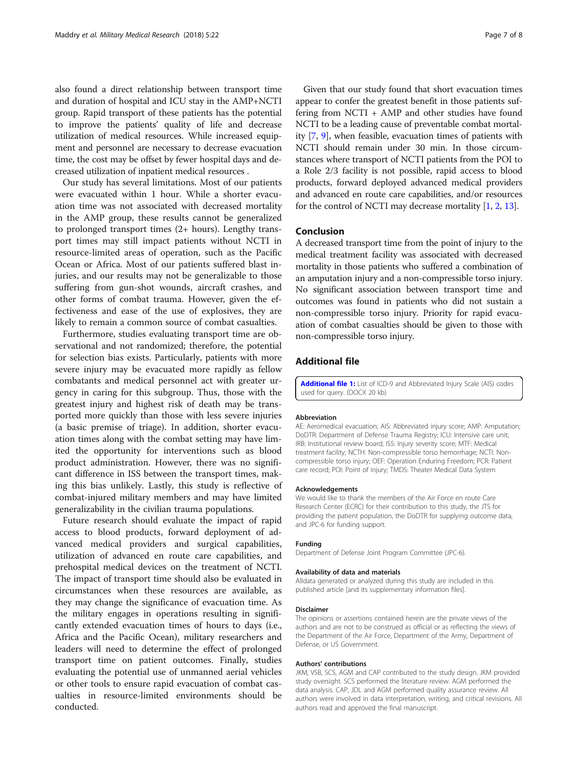also found a direct relationship between transport time and duration of hospital and ICU stay in the AMP+NCTI group. Rapid transport of these patients has the potential to improve the patients' quality of life and decrease utilization of medical resources. While increased equipment and personnel are necessary to decrease evacuation time, the cost may be offset by fewer hospital days and decreased utilization of inpatient medical resources .

Our study has several limitations. Most of our patients were evacuated within 1 hour. While a shorter evacuation time was not associated with decreased mortality in the AMP group, these results cannot be generalized to prolonged transport times (2+ hours). Lengthy transport times may still impact patients without NCTI in resource-limited areas of operation, such as the Pacific Ocean or Africa. Most of our patients suffered blast injuries, and our results may not be generalizable to those suffering from gun-shot wounds, aircraft crashes, and other forms of combat trauma. However, given the effectiveness and ease of the use of explosives, they are likely to remain a common source of combat casualties.

Furthermore, studies evaluating transport time are observational and not randomized; therefore, the potential for selection bias exists. Particularly, patients with more severe injury may be evacuated more rapidly as fellow combatants and medical personnel act with greater urgency in caring for this subgroup. Thus, those with the greatest injury and highest risk of death may be transported more quickly than those with less severe injuries (a basic premise of triage). In addition, shorter evacuation times along with the combat setting may have limited the opportunity for interventions such as blood product administration. However, there was no significant difference in ISS between the transport times, making this bias unlikely. Lastly, this study is reflective of combat-injured military members and may have limited generalizability in the civilian trauma populations.

Future research should evaluate the impact of rapid access to blood products, forward deployment of advanced medical providers and surgical capabilities, utilization of advanced en route care capabilities, and prehospital medical devices on the treatment of NCTI. The impact of transport time should also be evaluated in circumstances when these resources are available, as they may change the significance of evacuation time. As the military engages in operations resulting in significantly extended evacuation times of hours to days (i.e., Africa and the Pacific Ocean), military researchers and leaders will need to determine the effect of prolonged transport time on patient outcomes. Finally, studies evaluating the potential use of unmanned aerial vehicles or other tools to ensure rapid evacuation of combat casualties in resource-limited environments should be conducted.

Given that our study found that short evacuation times appear to confer the greatest benefit in those patients suffering from NCTI + AMP and other studies have found NCTI to be a leading cause of preventable combat mortality [7, 9], when feasible, evacuation times of patients with NCTI should remain under 30 min. In those circumstances where transport of NCTI patients from the POI to a Role 2/3 facility is not possible, rapid access to blood products, forward deployed advanced medical providers and advanced en route care capabilities, and/or resources for the control of NCTI may decrease mortality [1, 2, 13].

## Conclusion

A decreased transport time from the point of injury to the medical treatment facility was associated with decreased mortality in those patients who suffered a combination of an amputation injury and a non-compressible torso injury. No significant association between transport time and outcomes was found in patients who did not sustain a non-compressible torso injury. Priority for rapid evacuation of combat casualties should be given to those with non-compressible torso injury.

## Additional file

**Additional file 1:** List of ICD-9 and Abbreviated Injury Scale (AIS) codes used for query. (DOCX 20 kb)

### Abbreviation

AE: Aeromedical evacuation; AIS: Abbreviated injury score; AMP: Amputation; DoDTR: Department of Defense Trauma Registry; ICU: Intensive care unit; IRB: Institutional review board; ISS: Injury severity score; MTF: Medical treatment facility; NCTH: Non-compressible torso hemorrhage; NCTI: Non-compressible torso injury; OEF: Operation Enduring Freedom; PCR: Patient care record; POI: Point of injury; TMDS: Theater Medical Data System

### Acknowledgements

We would like to thank the members of the Air Force en route Care Research Center (ECRC) for their contribution to this study, the JTS for providing the patient population, the DoDTR for supplying outcome data, and JPC-6 for funding support.

### Funding

Department of Defense Joint Program Committee (JPC-6).

### Availability of data and materials

Alldata generated or analyzed during this study are included in this published article [and its supplementary information files].

### Disclaimer

The opinions or assertions contained herein are the private views of the authors and are not to be construed as official or as reflecting the views of the Department of the Air Force, Department of the Army, Department of Defense, or US Government.

### Authors' contributions

JKM, VSB, SCS, AGM and CAP contributed to the study design. JKM provided study oversight. SCS performed the literature review. AGM performed the data analysis. CAP, JDL and AGM performed quality assurance review. All authors were involved in data interpretation, writing, and critical revisions. All authors read and approved the final manuscript.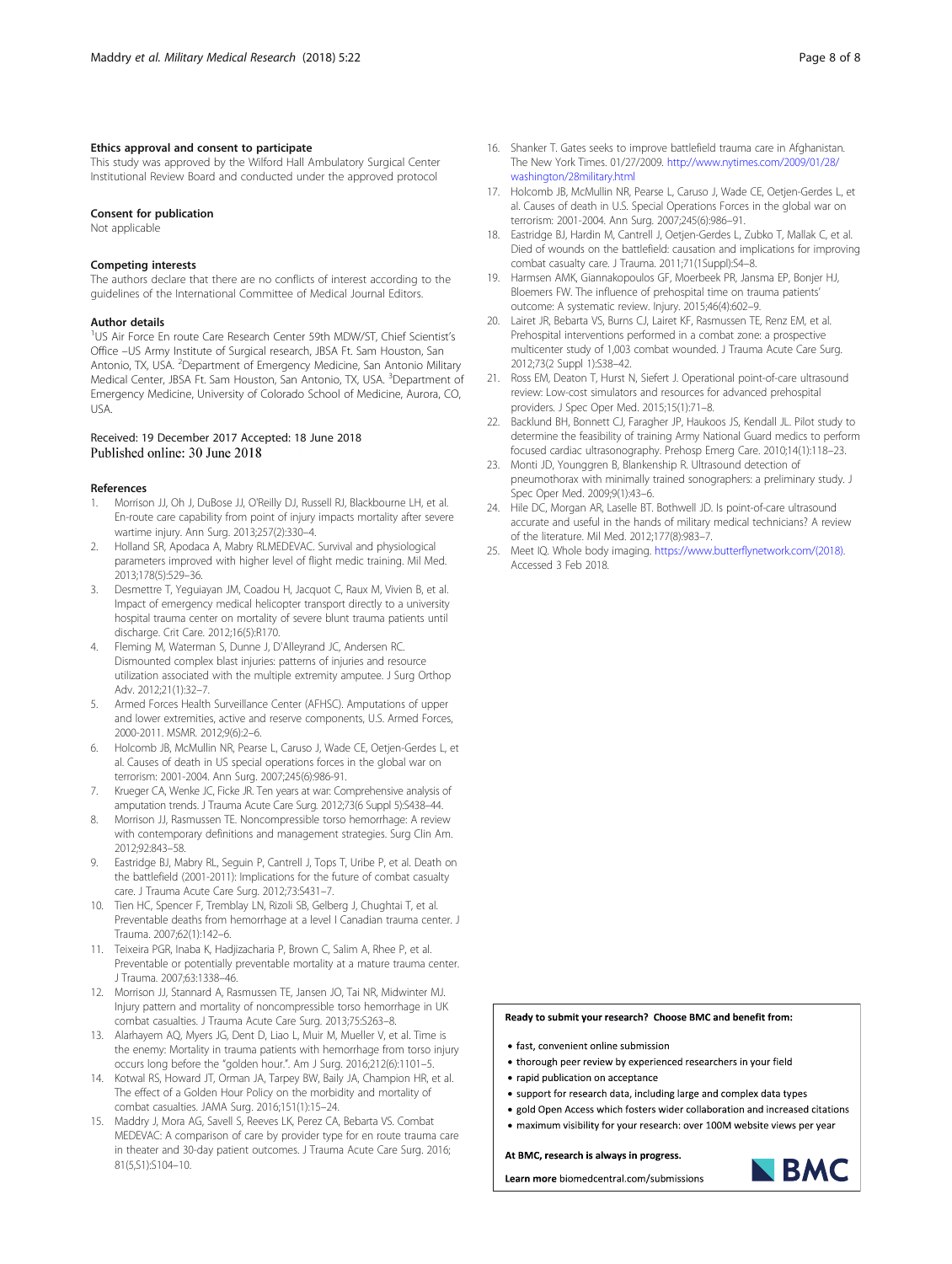### Ethics approval and consent to participate

This study was approved by the Wilford Hall Ambulatory Surgical Center Institutional Review Board and conducted under the approved protocol

### Consent for publication

Not applicable

### Competing interests

The authors declare that there are no conflicts of interest according to the guidelines of the International Committee of Medical Journal Editors.

### Author details

[1]US Air Force En route Care Research Center 59th MDW/ST, Chief Scientist's Office –US Army Institute of Surgical research, JBSA Ft. Sam Houston, San Antonio, TX, USA. [2]Department of Emergency Medicine, San Antonio Military Medical Center, JBSA Ft. Sam Houston, San Antonio, TX, USA. [3]Department of Emergency Medicine, University of Colorado School of Medicine, Aurora, CO, USA.

Received: 19 December 2017 Accepted: 18 June 2018
Published online: 30 June 2018

### References

1. Morrison JJ, Oh J, DuBose JJ, O'Reilly DJ, Russell RJ, Blackbourne LH, et al. En-route care capability from point of injury impacts mortality after severe wartime injury. Ann Surg. 2013;257(2):330–4.
2. Holland SR, Apodaca A, Mabry RLMEDEVAC. Survival and physiological parameters improved with higher level of flight medic training. Mil Med. 2013;178(5):529–36.
3. Desmettre T, Yeguiayan JM, Coadou H, Jacquot C, Raux M, Vivien B, et al. Impact of emergency medical helicopter transport directly to a university hospital trauma center on mortality of severe blunt trauma patients until discharge. Crit Care. 2012;16(5):R170.
4. Fleming M, Waterman S, Dunne J, D'Alleyrand JC, Andersen RC. Dismounted complex blast injuries: patterns of injuries and resource utilization associated with the multiple extremity amputee. J Surg Orthop Adv. 2012;21(1):32–7.
5. Armed Forces Health Surveillance Center (AFHSC). Amputations of upper and lower extremities, active and reserve components, U.S. Armed Forces, 2000-2011. MSMR. 2012;9(6):2–6.
6. Holcomb JB, McMullin NR, Pearse L, Caruso J, Wade CE, Oetjen-Gerdes L, et al. Causes of death in US special operations forces in the global war on terrorism: 2001-2004. Ann Surg. 2007;245(6):986-91.
7. Krueger CA, Wenke JC, Ficke JR. Ten years at war: Comprehensive analysis of amputation trends. J Trauma Acute Care Surg. 2012;73(6 Suppl 5):S438–44.
8. Morrison JJ, Rasmussen TE. Noncompressible torso hemorrhage: A review with contemporary definitions and management strategies. Surg Clin Am. 2012;92:843–58.
9. Eastridge BJ, Mabry RL, Seguin P, Cantrell J, Tops T, Uribe P, et al. Death on the battlefield (2001-2011): Implications for the future of combat casualty care. J Trauma Acute Care Surg. 2012;73:S431–7.
10. Tien HC, Spencer F, Tremblay LN, Rizoli SB, Gelberg J, Chughtai T, et al. Preventable deaths from hemorrhage at a level I Canadian trauma center. J Trauma. 2007;62(1):142–6.
11. Teixeira PGR, Inaba K, Hadjizacharia P, Brown C, Salim A, Rhee P, et al. Preventable or potentially preventable mortality at a mature trauma center. J Trauma. 2007;63:1338–46.
12. Morrison JJ, Stannard A, Rasmussen TE, Jansen JO, Tai NR, Midwinter MJ. Injury pattern and mortality of noncompressible torso hemorrhage in UK combat casualties. J Trauma Acute Care Surg. 2013;75:S263–8.
13. Alarhayem AQ, Myers JG, Dent D, Liao L, Muir M, Mueller V, et al. Time is the enemy: Mortality in trauma patients with hemorrhage from torso injury occurs long before the "golden hour.". Am J Surg. 2016;212(6):1101–5.
14. Kotwal RS, Howard JT, Orman JA, Tarpey BW, Baily JA, Champion HR, et al. The effect of a Golden Hour Policy on the morbidity and mortality of combat casualties. JAMA Surg. 2016;151(1):15–24.
15. Maddry J, Mora AG, Savell S, Reeves LK, Perez CA, Bebarta VS. Combat MEDEVAC: A comparison of care by provider type for en route trauma care in theater and 30-day patient outcomes. J Trauma Acute Care Surg. 2016; 81(5,S1):S104–10.
16. Shanker T. Gates seeks to improve battlefield trauma care in Afghanistan. The New York Times. 01/27/2009. http://www.nytimes.com/2009/01/28/washington/28military.html
17. Holcomb JB, McMullin NR, Pearse L, Caruso J, Wade CE, Oetjen-Gerdes L, et al. Causes of death in U.S. Special Operations Forces in the global war on terrorism: 2001-2004. Ann Surg. 2007;245(6):986–91.
18. Eastridge BJ, Hardin M, Cantrell J, Oetjen-Gerdes L, Zubko T, Mallak C, et al. Died of wounds on the battlefield: causation and implications for improving combat casualty care. J Trauma. 2011;71(1Suppl):S4–8.
19. Harmsen AMK, Giannakopoulos GF, Moerbeek PR, Jansma EP, Bonjer HJ, Bloemers FW. The influence of prehospital time on trauma patients' outcome: A systematic review. Injury. 2015;46(4):602–9.
20. Lairet JR, Bebarta VS, Burns CJ, Lairet KF, Rasmussen TE, Renz EM, et al. Prehospital interventions performed in a combat zone: a prospective multicenter study of 1,003 combat wounded. J Trauma Acute Care Surg. 2012;73(2 Suppl 1):S38–42.
21. Ross EM, Deaton T, Hurst N, Siefert J. Operational point-of-care ultrasound review: Low-cost simulators and resources for advanced prehospital providers. J Spec Oper Med. 2015;15(1):71–8.
22. Backlund BH, Bonnett CJ, Faragher JP, Haukoos JS, Kendall JL. Pilot study to determine the feasibility of training Army National Guard medics to perform focused cardiac ultrasonography. Prehosp Emerg Care. 2010;14(1):118–23.
23. Monti JD, Younggren B, Blankenship R. Ultrasound detection of pneumothorax with minimally trained sonographers: a preliminary study. J Spec Oper Med. 2009;9(1):43–6.
24. Hile DC, Morgan AR, Laselle BT. Bothwell JD. Is point-of-care ultrasound accurate and useful in the hands of military medical technicians? A review of the literature. Mil Med. 2012;177(8):983–7.
25. Meet IQ. Whole body imaging. https://www.butterflynetwork.com/(2018). Accessed 3 Feb 2018.

**Ready to submit your research? Choose BMC and benefit from:**

- fast, convenient online submission
- thorough peer review by experienced researchers in your field
- rapid publication on acceptance
- support for research data, including large and complex data types
- gold Open Access which fosters wider collaboration and increased citations
- maximum visibility for your research: over 100M website views per year

**At BMC, research is always in progress.**

**Learn more** biomedcentral.com/submissions